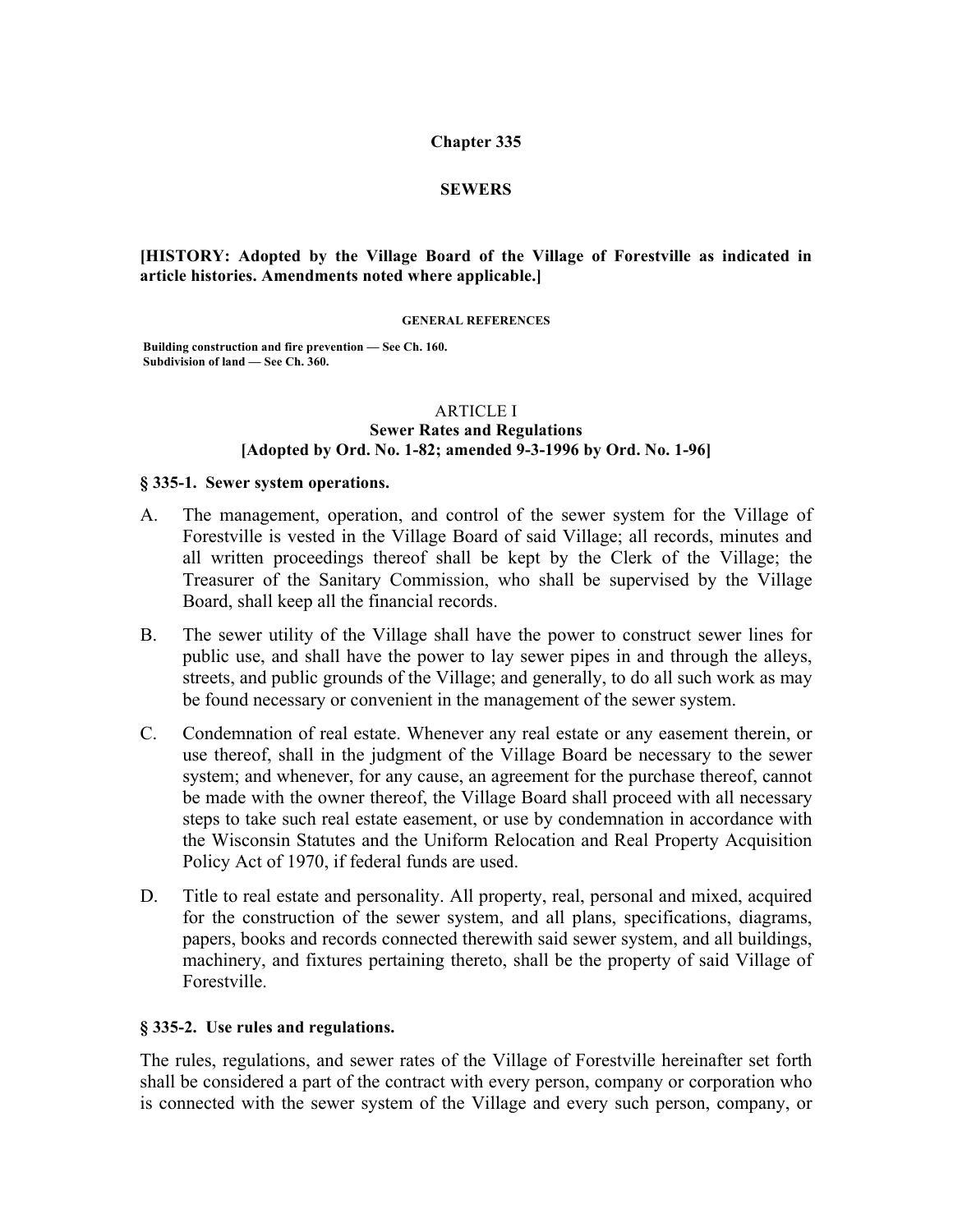# Chapter 335

# SEWERS

**[HISTORY: Adopted by the Village Board of the Village of Forestville as indicated in article histories. Amendments noted where applicable.]**

**GENERAL REFERENCES**

**Building construction and fire prevention — See Ch. 160.**
**Subdivision of land — See Ch. 360.**

## ARTICLE I
## Sewer Rates and Regulations
## [Adopted by Ord. No. 1-82; amended 9-3-1996 by Ord. No. 1-96]

### § 335-1. Sewer system operations.

A. The management, operation, and control of the sewer system for the Village of Forestville is vested in the Village Board of said Village; all records, minutes and all written proceedings thereof shall be kept by the Clerk of the Village; the Treasurer of the Sanitary Commission, who shall be supervised by the Village Board, shall keep all the financial records.

B. The sewer utility of the Village shall have the power to construct sewer lines for public use, and shall have the power to lay sewer pipes in and through the alleys, streets, and public grounds of the Village; and generally, to do all such work as may be found necessary or convenient in the management of the sewer system.

C. Condemnation of real estate. Whenever any real estate or any easement therein, or use thereof, shall in the judgment of the Village Board be necessary to the sewer system; and whenever, for any cause, an agreement for the purchase thereof, cannot be made with the owner thereof, the Village Board shall proceed with all necessary steps to take such real estate easement, or use by condemnation in accordance with the Wisconsin Statutes and the Uniform Relocation and Real Property Acquisition Policy Act of 1970, if federal funds are used.

D. Title to real estate and personality. All property, real, personal and mixed, acquired for the construction of the sewer system, and all plans, specifications, diagrams, papers, books and records connected therewith said sewer system, and all buildings, machinery, and fixtures pertaining thereto, shall be the property of said Village of Forestville.

### § 335-2. Use rules and regulations.

The rules, regulations, and sewer rates of the Village of Forestville hereinafter set forth shall be considered a part of the contract with every person, company or corporation who is connected with the sewer system of the Village and every such person, company, or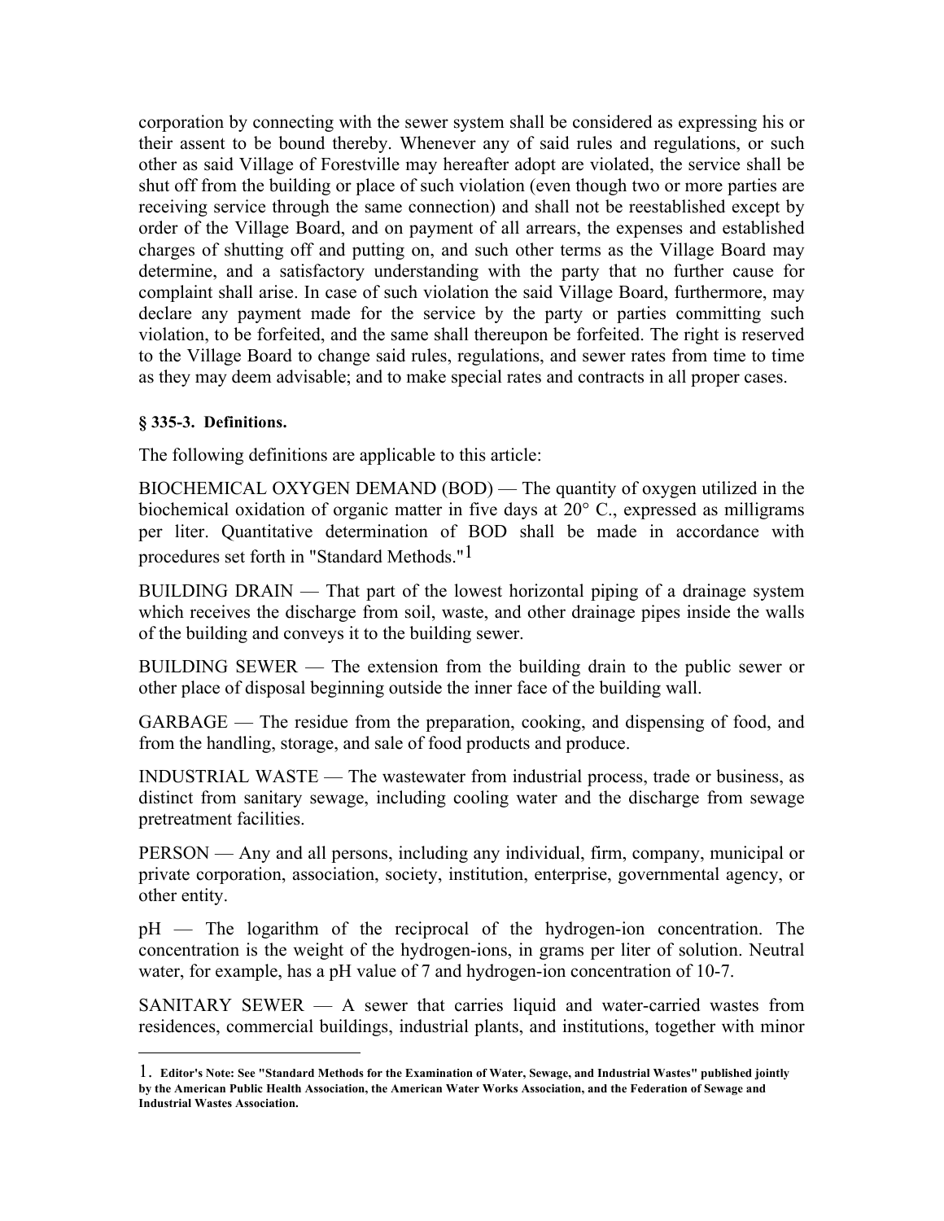corporation by connecting with the sewer system shall be considered as expressing his or their assent to be bound thereby. Whenever any of said rules and regulations, or such other as said Village of Forestville may hereafter adopt are violated, the service shall be shut off from the building or place of such violation (even though two or more parties are receiving service through the same connection) and shall not be reestablished except by order of the Village Board, and on payment of all arrears, the expenses and established charges of shutting off and putting on, and such other terms as the Village Board may determine, and a satisfactory understanding with the party that no further cause for complaint shall arise. In case of such violation the said Village Board, furthermore, may declare any payment made for the service by the party or parties committing such violation, to be forfeited, and the same shall thereupon be forfeited. The right is reserved to the Village Board to change said rules, regulations, and sewer rates from time to time as they may deem advisable; and to make special rates and contracts in all proper cases.

**§ 335-3. Definitions.**

The following definitions are applicable to this article:

BIOCHEMICAL OXYGEN DEMAND (BOD) — The quantity of oxygen utilized in the biochemical oxidation of organic matter in five days at 20° C., expressed as milligrams per liter. Quantitative determination of BOD shall be made in accordance with procedures set forth in "Standard Methods."[1]

BUILDING DRAIN — That part of the lowest horizontal piping of a drainage system which receives the discharge from soil, waste, and other drainage pipes inside the walls of the building and conveys it to the building sewer.

BUILDING SEWER — The extension from the building drain to the public sewer or other place of disposal beginning outside the inner face of the building wall.

GARBAGE — The residue from the preparation, cooking, and dispensing of food, and from the handling, storage, and sale of food products and produce.

INDUSTRIAL WASTE — The wastewater from industrial process, trade or business, as distinct from sanitary sewage, including cooling water and the discharge from sewage pretreatment facilities.

PERSON — Any and all persons, including any individual, firm, company, municipal or private corporation, association, society, institution, enterprise, governmental agency, or other entity.

pH — The logarithm of the reciprocal of the hydrogen-ion concentration. The concentration is the weight of the hydrogen-ions, in grams per liter of solution. Neutral water, for example, has a pH value of 7 and hydrogen-ion concentration of 10-7.

SANITARY SEWER — A sewer that carries liquid and water-carried wastes from residences, commercial buildings, industrial plants, and institutions, together with minor

---

1. **Editor's Note: See "Standard Methods for the Examination of Water, Sewage, and Industrial Wastes" published jointly by the American Public Health Association, the American Water Works Association, and the Federation of Sewage and Industrial Wastes Association.**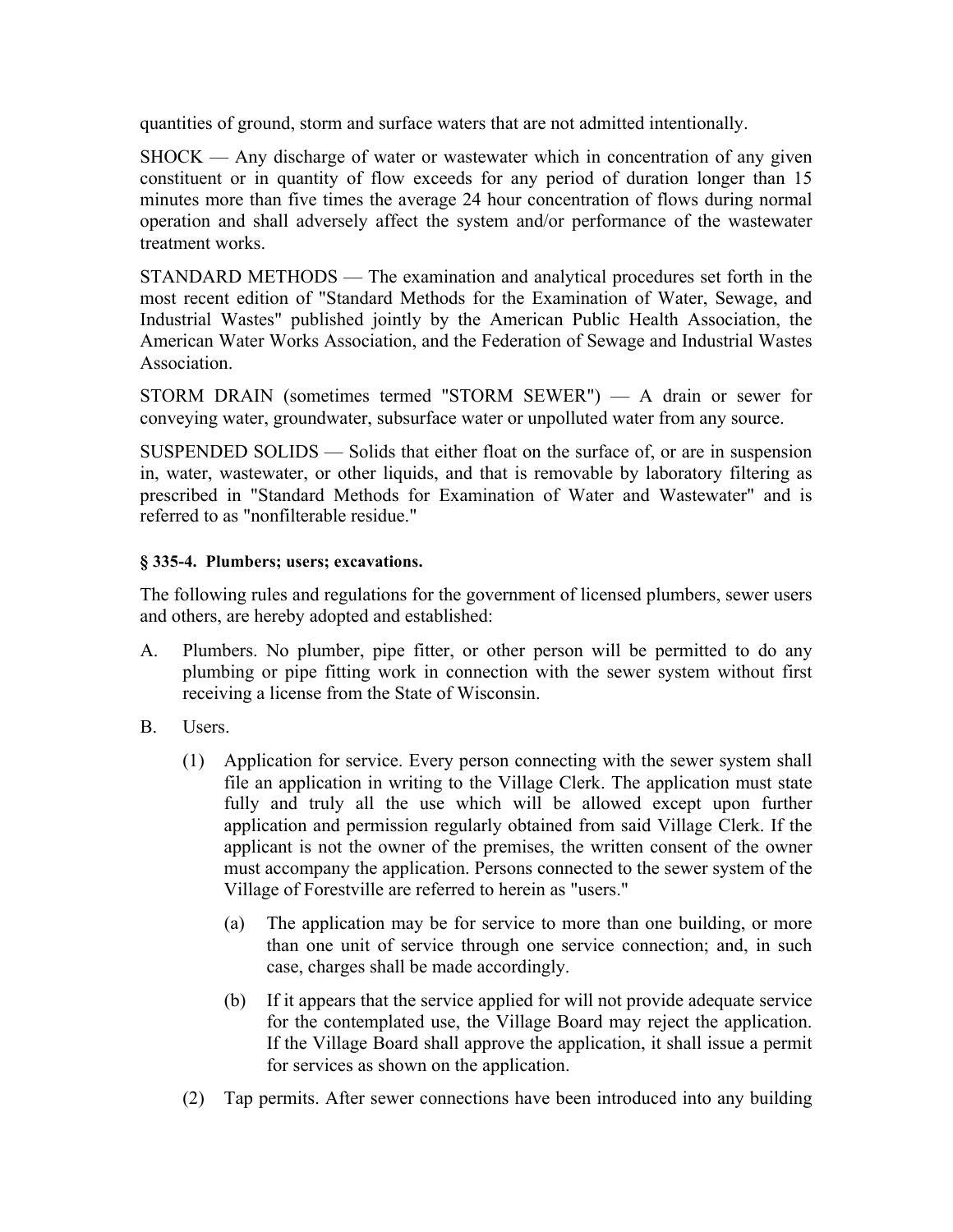quantities of ground, storm and surface waters that are not admitted intentionally.

SHOCK — Any discharge of water or wastewater which in concentration of any given constituent or in quantity of flow exceeds for any period of duration longer than 15 minutes more than five times the average 24 hour concentration of flows during normal operation and shall adversely affect the system and/or performance of the wastewater treatment works.

STANDARD METHODS — The examination and analytical procedures set forth in the most recent edition of "Standard Methods for the Examination of Water, Sewage, and Industrial Wastes" published jointly by the American Public Health Association, the American Water Works Association, and the Federation of Sewage and Industrial Wastes Association.

STORM DRAIN (sometimes termed "STORM SEWER") — A drain or sewer for conveying water, groundwater, subsurface water or unpolluted water from any source.

SUSPENDED SOLIDS — Solids that either float on the surface of, or are in suspension in, water, wastewater, or other liquids, and that is removable by laboratory filtering as prescribed in "Standard Methods for Examination of Water and Wastewater" and is referred to as "nonfilterable residue."

**§ 335-4. Plumbers; users; excavations.**

The following rules and regulations for the government of licensed plumbers, sewer users and others, are hereby adopted and established:

A. Plumbers. No plumber, pipe fitter, or other person will be permitted to do any plumbing or pipe fitting work in connection with the sewer system without first receiving a license from the State of Wisconsin.

B. Users.

   (1) Application for service. Every person connecting with the sewer system shall file an application in writing to the Village Clerk. The application must state fully and truly all the use which will be allowed except upon further application and permission regularly obtained from said Village Clerk. If the applicant is not the owner of the premises, the written consent of the owner must accompany the application. Persons connected to the sewer system of the Village of Forestville are referred to herein as "users."

      (a) The application may be for service to more than one building, or more than one unit of service through one service connection; and, in such case, charges shall be made accordingly.

      (b) If it appears that the service applied for will not provide adequate service for the contemplated use, the Village Board may reject the application. If the Village Board shall approve the application, it shall issue a permit for services as shown on the application.

   (2) Tap permits. After sewer connections have been introduced into any building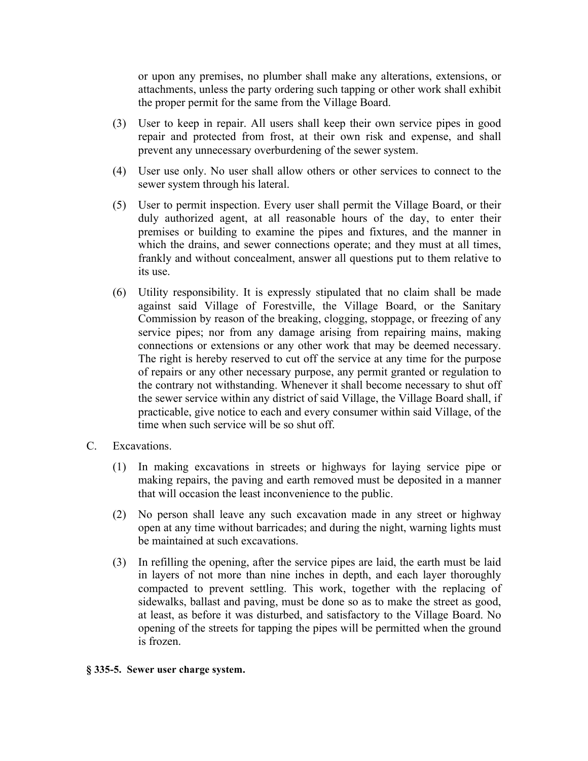or upon any premises, no plumber shall make any alterations, extensions, or attachments, unless the party ordering such tapping or other work shall exhibit the proper permit for the same from the Village Board.

(3) User to keep in repair. All users shall keep their own service pipes in good repair and protected from frost, at their own risk and expense, and shall prevent any unnecessary overburdening of the sewer system.

(4) User use only. No user shall allow others or other services to connect to the sewer system through his lateral.

(5) User to permit inspection. Every user shall permit the Village Board, or their duly authorized agent, at all reasonable hours of the day, to enter their premises or building to examine the pipes and fixtures, and the manner in which the drains, and sewer connections operate; and they must at all times, frankly and without concealment, answer all questions put to them relative to its use.

(6) Utility responsibility. It is expressly stipulated that no claim shall be made against said Village of Forestville, the Village Board, or the Sanitary Commission by reason of the breaking, clogging, stoppage, or freezing of any service pipes; nor from any damage arising from repairing mains, making connections or extensions or any other work that may be deemed necessary. The right is hereby reserved to cut off the service at any time for the purpose of repairs or any other necessary purpose, any permit granted or regulation to the contrary not withstanding. Whenever it shall become necessary to shut off the sewer service within any district of said Village, the Village Board shall, if practicable, give notice to each and every consumer within said Village, of the time when such service will be so shut off.

C. Excavations.

(1) In making excavations in streets or highways for laying service pipe or making repairs, the paving and earth removed must be deposited in a manner that will occasion the least inconvenience to the public.

(2) No person shall leave any such excavation made in any street or highway open at any time without barricades; and during the night, warning lights must be maintained at such excavations.

(3) In refilling the opening, after the service pipes are laid, the earth must be laid in layers of not more than nine inches in depth, and each layer thoroughly compacted to prevent settling. This work, together with the replacing of sidewalks, ballast and paving, must be done so as to make the street as good, at least, as before it was disturbed, and satisfactory to the Village Board. No opening of the streets for tapping the pipes will be permitted when the ground is frozen.

**§ 335-5. Sewer user charge system.**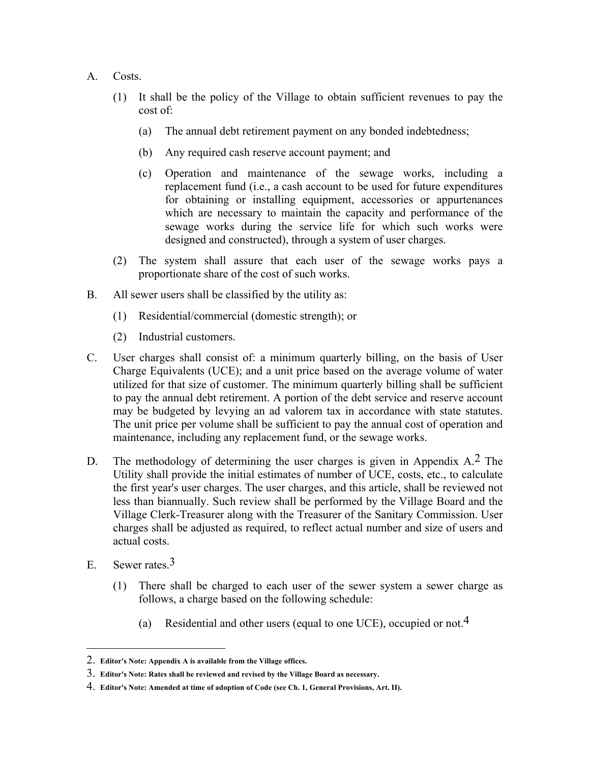A. Costs.

   (1) It shall be the policy of the Village to obtain sufficient revenues to pay the cost of:

      (a) The annual debt retirement payment on any bonded indebtedness;

      (b) Any required cash reserve account payment; and

      (c) Operation and maintenance of the sewage works, including a replacement fund (i.e., a cash account to be used for future expenditures for obtaining or installing equipment, accessories or appurtenances which are necessary to maintain the capacity and performance of the sewage works during the service life for which such works were designed and constructed), through a system of user charges.

   (2) The system shall assure that each user of the sewage works pays a proportionate share of the cost of such works.

B. All sewer users shall be classified by the utility as:

   (1) Residential/commercial (domestic strength); or

   (2) Industrial customers.

C. User charges shall consist of: a minimum quarterly billing, on the basis of User Charge Equivalents (UCE); and a unit price based on the average volume of water utilized for that size of customer. The minimum quarterly billing shall be sufficient to pay the annual debt retirement. A portion of the debt service and reserve account may be budgeted by levying an ad valorem tax in accordance with state statutes. The unit price per volume shall be sufficient to pay the annual cost of operation and maintenance, including any replacement fund, or the sewage works.

D. The methodology of determining the user charges is given in Appendix A.[2] The Utility shall provide the initial estimates of number of UCE, costs, etc., to calculate the first year's user charges. The user charges, and this article, shall be reviewed not less than biannually. Such review shall be performed by the Village Board and the Village Clerk-Treasurer along with the Treasurer of the Sanitary Commission. User charges shall be adjusted as required, to reflect actual number and size of users and actual costs.

E. Sewer rates.[3]

   (1) There shall be charged to each user of the sewer system a sewer charge as follows, a charge based on the following schedule:

      (a) Residential and other users (equal to one UCE), occupied or not.[4]

---

2. **Editor's Note: Appendix A is available from the Village offices.**

3. **Editor's Note: Rates shall be reviewed and revised by the Village Board as necessary.**

4. **Editor's Note: Amended at time of adoption of Code (see Ch. 1, General Provisions, Art. II).**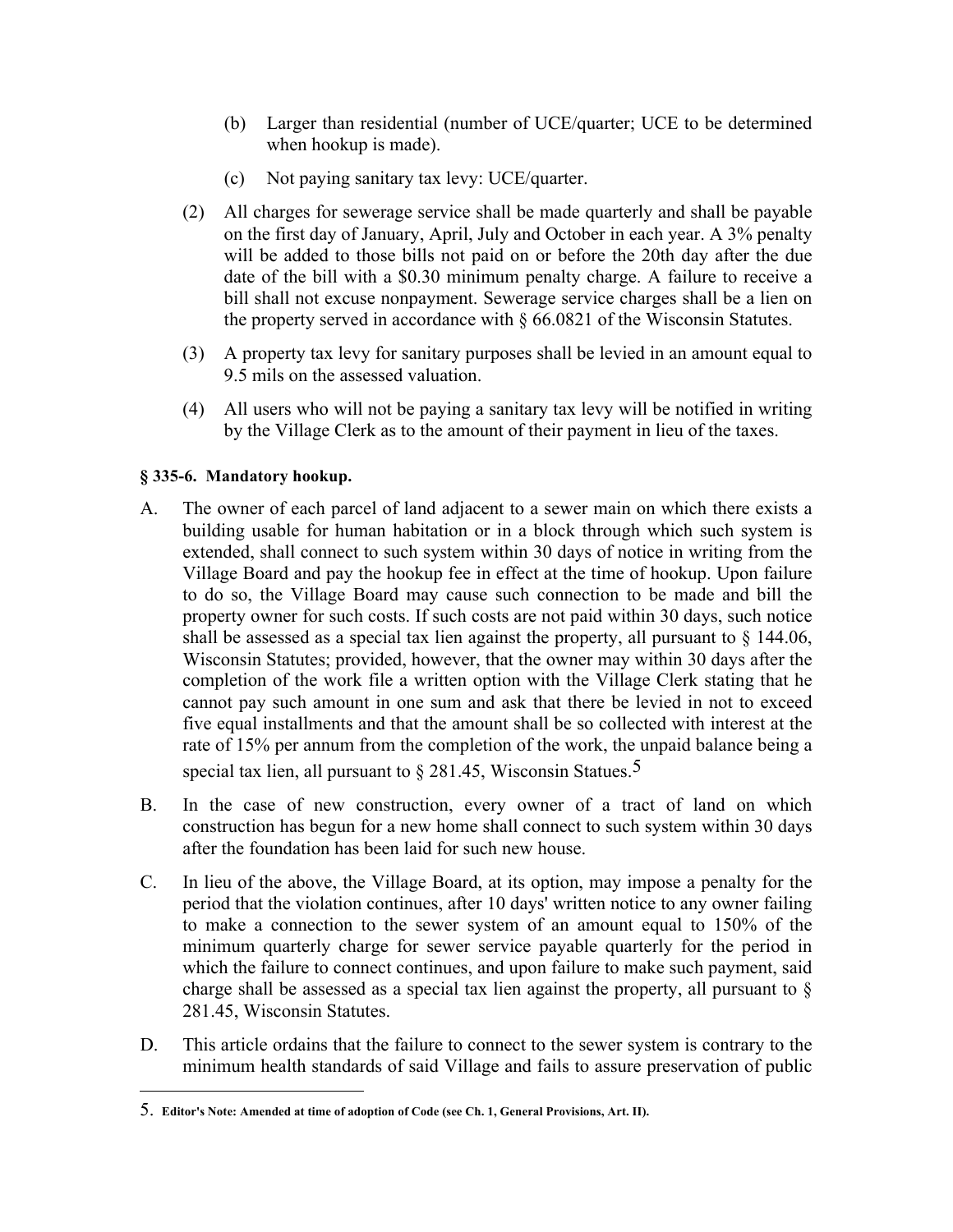(b) Larger than residential (number of UCE/quarter; UCE to be determined when hookup is made).

(c) Not paying sanitary tax levy: UCE/quarter.

(2) All charges for sewerage service shall be made quarterly and shall be payable on the first day of January, April, July and October in each year. A 3% penalty will be added to those bills not paid on or before the 20th day after the due date of the bill with a $0.30 minimum penalty charge. A failure to receive a bill shall not excuse nonpayment. Sewerage service charges shall be a lien on the property served in accordance with § 66.0821 of the Wisconsin Statutes.

(3) A property tax levy for sanitary purposes shall be levied in an amount equal to 9.5 mils on the assessed valuation.

(4) All users who will not be paying a sanitary tax levy will be notified in writing by the Village Clerk as to the amount of their payment in lieu of the taxes.

**§ 335-6. Mandatory hookup.**

A. The owner of each parcel of land adjacent to a sewer main on which there exists a building usable for human habitation or in a block through which such system is extended, shall connect to such system within 30 days of notice in writing from the Village Board and pay the hookup fee in effect at the time of hookup. Upon failure to do so, the Village Board may cause such connection to be made and bill the property owner for such costs. If such costs are not paid within 30 days, such notice shall be assessed as a special tax lien against the property, all pursuant to § 144.06, Wisconsin Statutes; provided, however, that the owner may within 30 days after the completion of the work file a written option with the Village Clerk stating that he cannot pay such amount in one sum and ask that there be levied in not to exceed five equal installments and that the amount shall be so collected with interest at the rate of 15% per annum from the completion of the work, the unpaid balance being a special tax lien, all pursuant to § 281.45, Wisconsin Statues.[5]

B. In the case of new construction, every owner of a tract of land on which construction has begun for a new home shall connect to such system within 30 days after the foundation has been laid for such new house.

C. In lieu of the above, the Village Board, at its option, may impose a penalty for the period that the violation continues, after 10 days' written notice to any owner failing to make a connection to the sewer system of an amount equal to 150% of the minimum quarterly charge for sewer service payable quarterly for the period in which the failure to connect continues, and upon failure to make such payment, said charge shall be assessed as a special tax lien against the property, all pursuant to § 281.45, Wisconsin Statutes.

D. This article ordains that the failure to connect to the sewer system is contrary to the minimum health standards of said Village and fails to assure preservation of public

---

5. **Editor's Note: Amended at time of adoption of Code (see Ch. 1, General Provisions, Art. II).**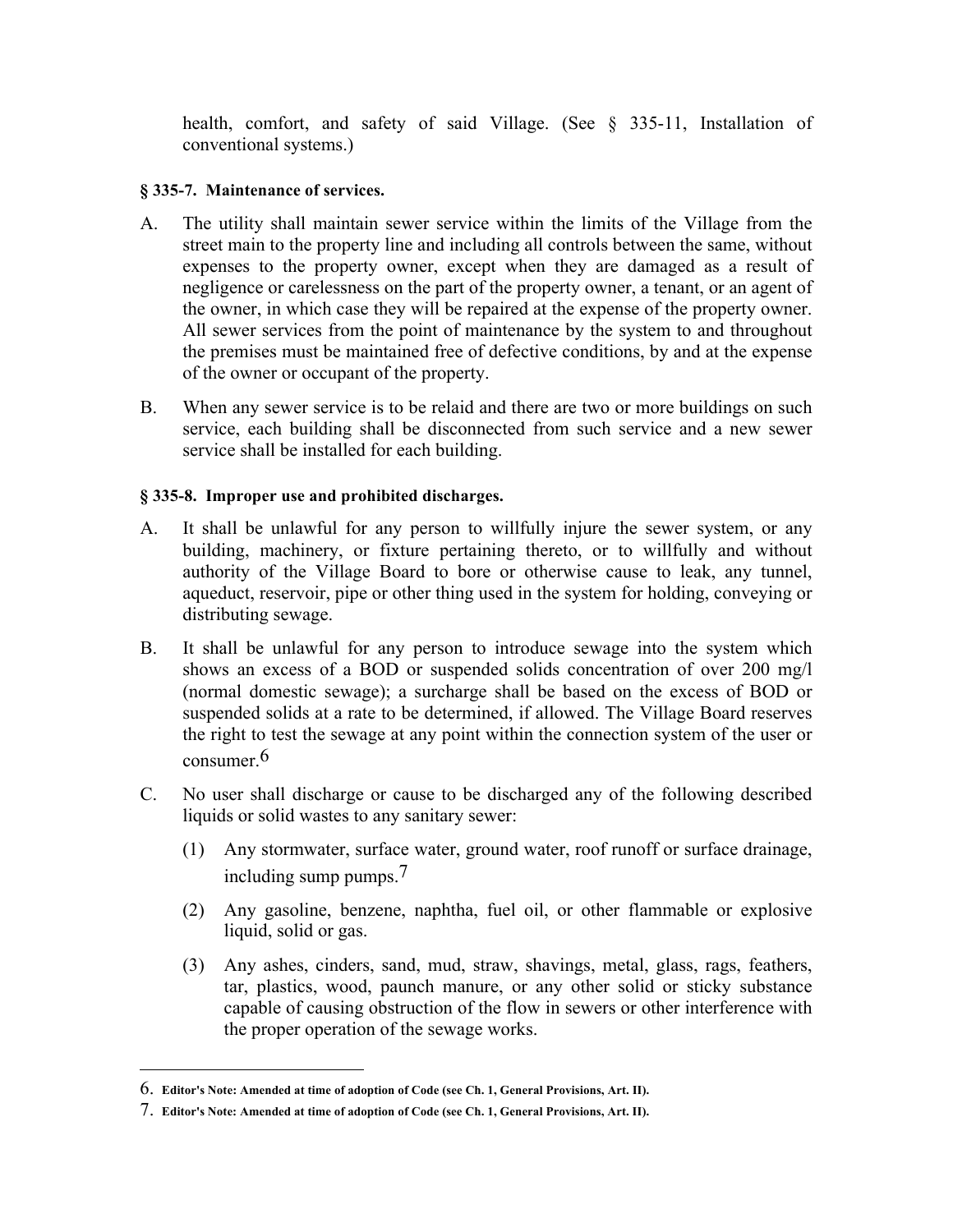health, comfort, and safety of said Village. (See § 335-11, Installation of conventional systems.)

**§ 335-7. Maintenance of services.**

A. The utility shall maintain sewer service within the limits of the Village from the street main to the property line and including all controls between the same, without expenses to the property owner, except when they are damaged as a result of negligence or carelessness on the part of the property owner, a tenant, or an agent of the owner, in which case they will be repaired at the expense of the property owner. All sewer services from the point of maintenance by the system to and throughout the premises must be maintained free of defective conditions, by and at the expense of the owner or occupant of the property.

B. When any sewer service is to be relaid and there are two or more buildings on such service, each building shall be disconnected from such service and a new sewer service shall be installed for each building.

**§ 335-8. Improper use and prohibited discharges.**

A. It shall be unlawful for any person to willfully injure the sewer system, or any building, machinery, or fixture pertaining thereto, or to willfully and without authority of the Village Board to bore or otherwise cause to leak, any tunnel, aqueduct, reservoir, pipe or other thing used in the system for holding, conveying or distributing sewage.

B. It shall be unlawful for any person to introduce sewage into the system which shows an excess of a BOD or suspended solids concentration of over 200 mg/l (normal domestic sewage); a surcharge shall be based on the excess of BOD or suspended solids at a rate to be determined, if allowed. The Village Board reserves the right to test the sewage at any point within the connection system of the user or consumer.[6]

C. No user shall discharge or cause to be discharged any of the following described liquids or solid wastes to any sanitary sewer:

   (1) Any stormwater, surface water, ground water, roof runoff or surface drainage, including sump pumps.[7]

   (2) Any gasoline, benzene, naphtha, fuel oil, or other flammable or explosive liquid, solid or gas.

   (3) Any ashes, cinders, sand, mud, straw, shavings, metal, glass, rags, feathers, tar, plastics, wood, paunch manure, or any other solid or sticky substance capable of causing obstruction of the flow in sewers or other interference with the proper operation of the sewage works.

---

6. **Editor's Note: Amended at time of adoption of Code (see Ch. 1, General Provisions, Art. II).**

7. **Editor's Note: Amended at time of adoption of Code (see Ch. 1, General Provisions, Art. II).**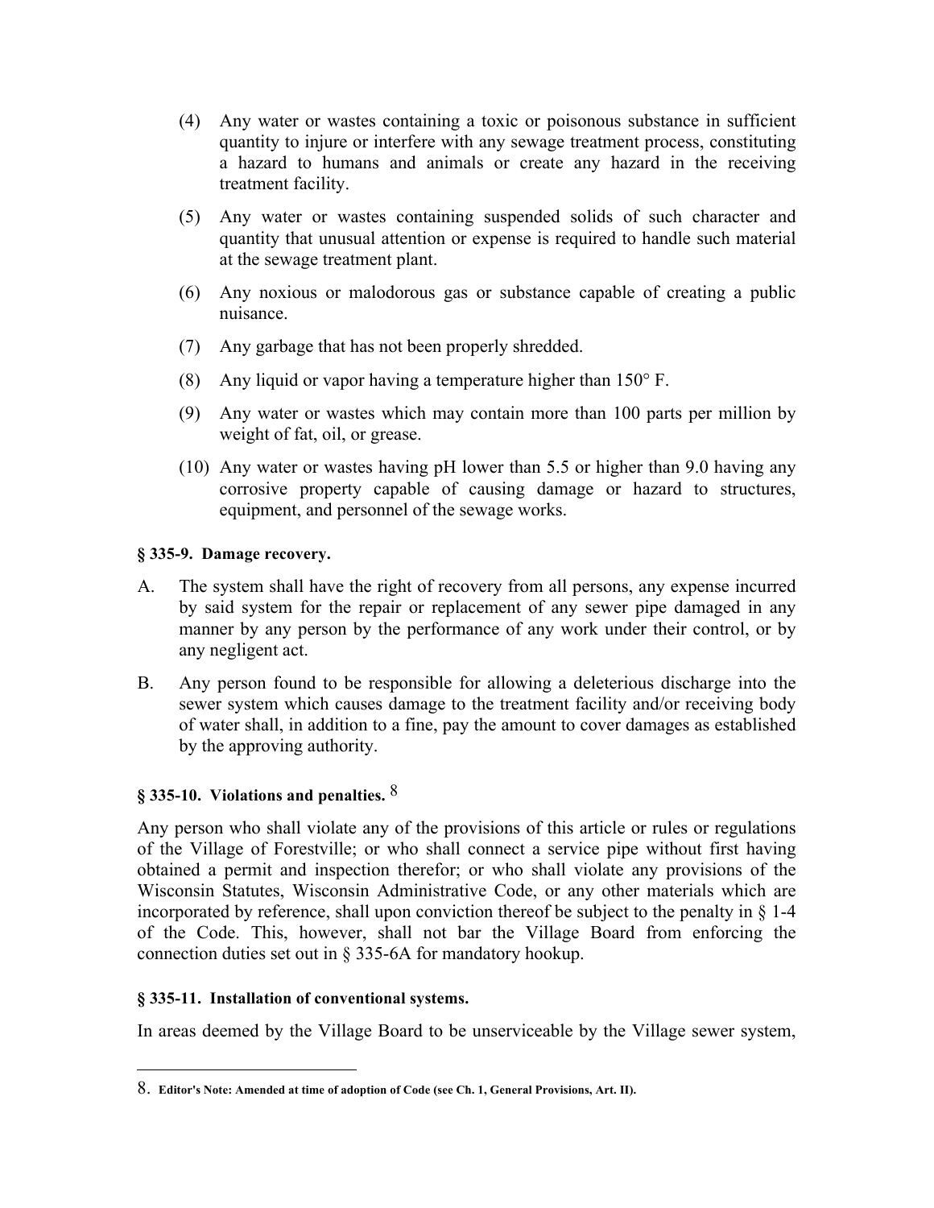(4) Any water or wastes containing a toxic or poisonous substance in sufficient quantity to injure or interfere with any sewage treatment process, constituting a hazard to humans and animals or create any hazard in the receiving treatment facility.

(5) Any water or wastes containing suspended solids of such character and quantity that unusual attention or expense is required to handle such material at the sewage treatment plant.

(6) Any noxious or malodorous gas or substance capable of creating a public nuisance.

(7) Any garbage that has not been properly shredded.

(8) Any liquid or vapor having a temperature higher than 150° F.

(9) Any water or wastes which may contain more than 100 parts per million by weight of fat, oil, or grease.

(10) Any water or wastes having pH lower than 5.5 or higher than 9.0 having any corrosive property capable of causing damage or hazard to structures, equipment, and personnel of the sewage works.

**§ 335-9. Damage recovery.**

A. The system shall have the right of recovery from all persons, any expense incurred by said system for the repair or replacement of any sewer pipe damaged in any manner by any person by the performance of any work under their control, or by any negligent act.

B. Any person found to be responsible for allowing a deleterious discharge into the sewer system which causes damage to the treatment facility and/or receiving body of water shall, in addition to a fine, pay the amount to cover damages as established by the approving authority.

**§ 335-10. Violations and penalties.** [8]

Any person who shall violate any of the provisions of this article or rules or regulations of the Village of Forestville; or who shall connect a service pipe without first having obtained a permit and inspection therefor; or who shall violate any provisions of the Wisconsin Statutes, Wisconsin Administrative Code, or any other materials which are incorporated by reference, shall upon conviction thereof be subject to the penalty in § 1-4 of the Code. This, however, shall not bar the Village Board from enforcing the connection duties set out in § 335-6A for mandatory hookup.

**§ 335-11. Installation of conventional systems.**

In areas deemed by the Village Board to be unserviceable by the Village sewer system,

---

8. **Editor's Note: Amended at time of adoption of Code (see Ch. 1, General Provisions, Art. II).**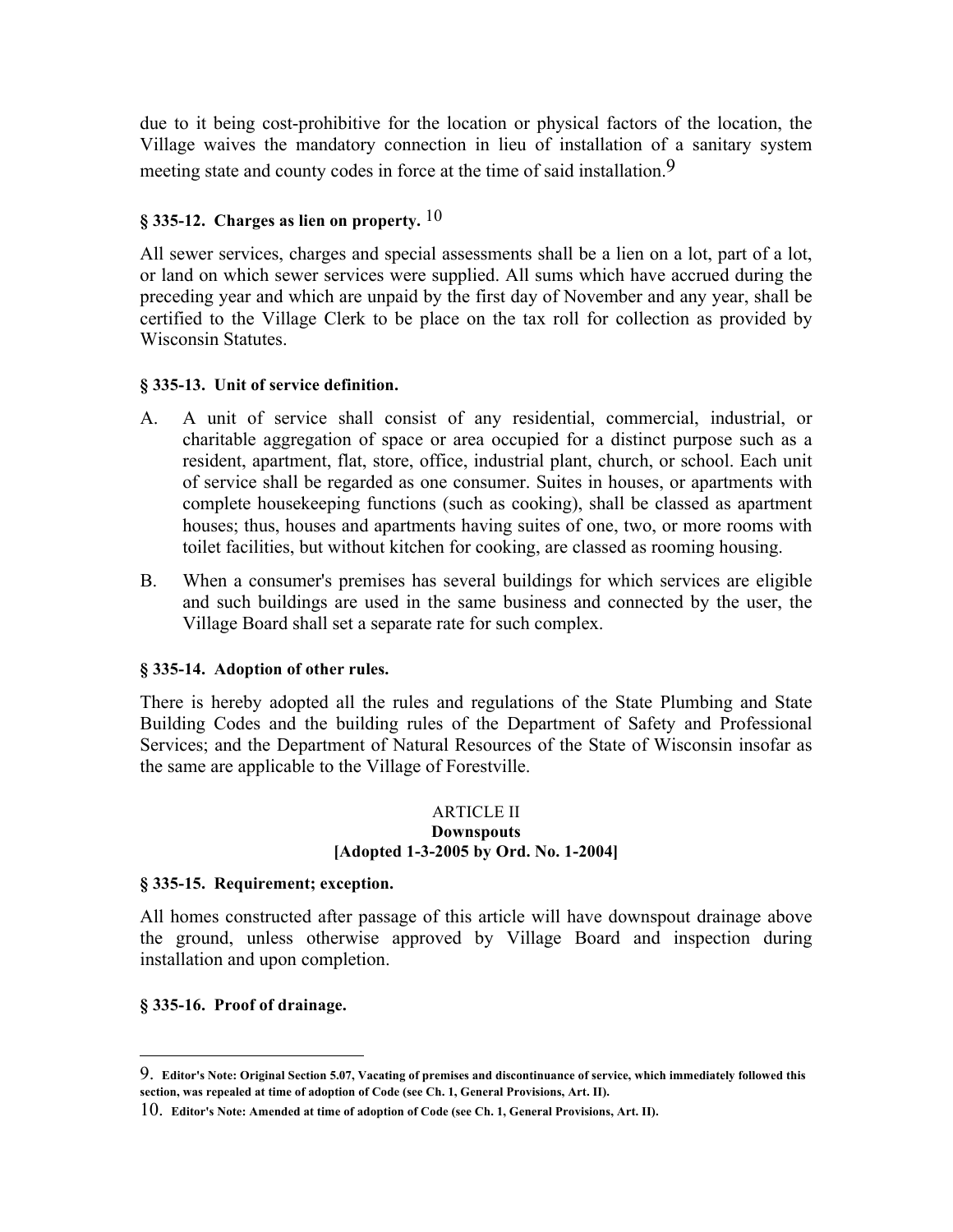due to it being cost-prohibitive for the location or physical factors of the location, the Village waives the mandatory connection in lieu of installation of a sanitary system meeting state and county codes in force at the time of said installation.[9]

### § 335-12. Charges as lien on property. [10]

All sewer services, charges and special assessments shall be a lien on a lot, part of a lot, or land on which sewer services were supplied. All sums which have accrued during the preceding year and which are unpaid by the first day of November and any year, shall be certified to the Village Clerk to be place on the tax roll for collection as provided by Wisconsin Statutes.

### § 335-13. Unit of service definition.

A. A unit of service shall consist of any residential, commercial, industrial, or charitable aggregation of space or area occupied for a distinct purpose such as a resident, apartment, flat, store, office, industrial plant, church, or school. Each unit of service shall be regarded as one consumer. Suites in houses, or apartments with complete housekeeping functions (such as cooking), shall be classed as apartment houses; thus, houses and apartments having suites of one, two, or more rooms with toilet facilities, but without kitchen for cooking, are classed as rooming housing.

B. When a consumer's premises has several buildings for which services are eligible and such buildings are used in the same business and connected by the user, the Village Board shall set a separate rate for such complex.

### § 335-14. Adoption of other rules.

There is hereby adopted all the rules and regulations of the State Plumbing and State Building Codes and the building rules of the Department of Safety and Professional Services; and the Department of Natural Resources of the State of Wisconsin insofar as the same are applicable to the Village of Forestville.

## ARTICLE II
## Downspouts
**[Adopted 1-3-2005 by Ord. No. 1-2004]**

### § 335-15. Requirement; exception.

All homes constructed after passage of this article will have downspout drainage above the ground, unless otherwise approved by Village Board and inspection during installation and upon completion.

### § 335-16. Proof of drainage.

---

9. **Editor's Note: Original Section 5.07, Vacating of premises and discontinuance of service, which immediately followed this section, was repealed at time of adoption of Code (see Ch. 1, General Provisions, Art. II).**

10. **Editor's Note: Amended at time of adoption of Code (see Ch. 1, General Provisions, Art. II).**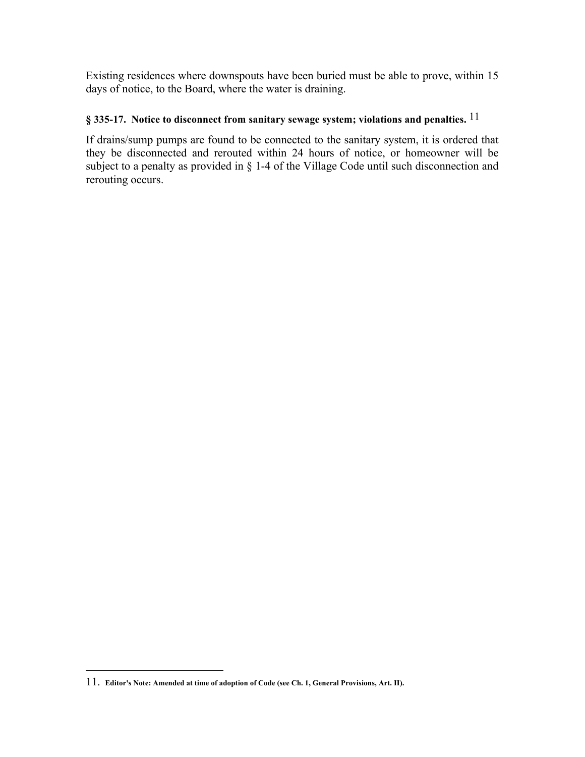Existing residences where downspouts have been buried must be able to prove, within 15 days of notice, to the Board, where the water is draining.

### § 335-17. Notice to disconnect from sanitary sewage system; violations and penalties. [11]

If drains/sump pumps are found to be connected to the sanitary system, it is ordered that they be disconnected and rerouted within 24 hours of notice, or homeowner will be subject to a penalty as provided in § 1-4 of the Village Code until such disconnection and rerouting occurs.

---

11. **Editor's Note: Amended at time of adoption of Code (see Ch. 1, General Provisions, Art. II).**